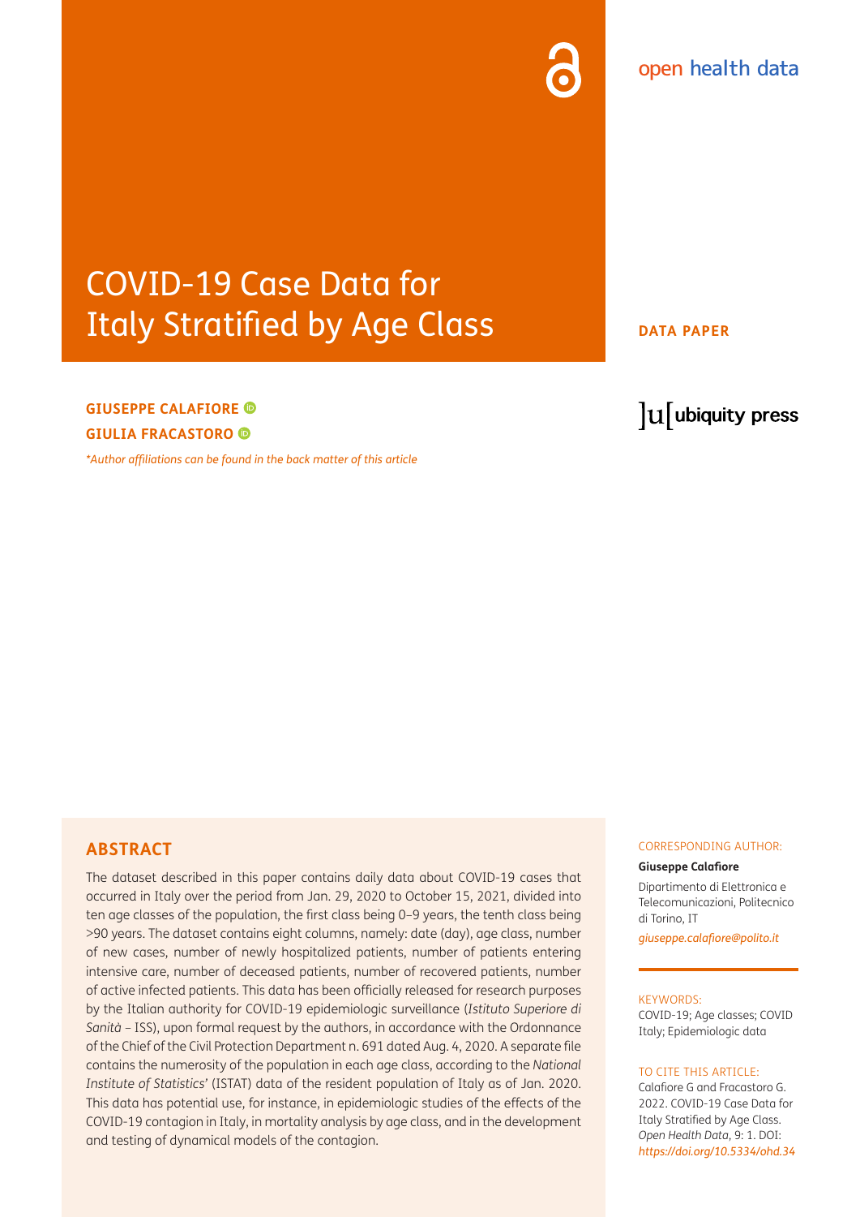open health data

# COVID-19 Case Data for Italy Stratified by Age Class

**DATA PAPER**

**GIUSEPPE CALAFIORE**
**GIULIA FRACASTORO**

*\*Author affiliations can be found in the back matter of this article*

ubiquity press

## ABSTRACT

The dataset described in this paper contains daily data about COVID-19 cases that occurred in Italy over the period from Jan. 29, 2020 to October 15, 2021, divided into ten age classes of the population, the first class being 0–9 years, the tenth class being >90 years. The dataset contains eight columns, namely: date (day), age class, number of new cases, number of newly hospitalized patients, number of patients entering intensive care, number of deceased patients, number of recovered patients, number of active infected patients. This data has been officially released for research purposes by the Italian authority for COVID-19 epidemiologic surveillance (*Istituto Superiore di Sanità* – ISS), upon formal request by the authors, in accordance with the Ordonnance of the Chief of the Civil Protection Department n. 691 dated Aug. 4, 2020. A separate file contains the numerosity of the population in each age class, according to the *National Institute of Statistics'* (ISTAT) data of the resident population of Italy as of Jan. 2020. This data has potential use, for instance, in epidemiologic studies of the effects of the COVID-19 contagion in Italy, in mortality analysis by age class, and in the development and testing of dynamical models of the contagion.

CORRESPONDING AUTHOR:

**Giuseppe Calafiore**

Dipartimento di Elettronica e Telecomunicazioni, Politecnico di Torino, IT

*giuseppe.calafiore@polito.it*

KEYWORDS:

COVID-19; Age classes; COVID Italy; Epidemiologic data

TO CITE THIS ARTICLE:

Calafiore G and Fracastoro G. 2022. COVID-19 Case Data for Italy Stratified by Age Class. *Open Health Data*, 9: 1. DOI: *https://doi.org/10.5334/ohd.34*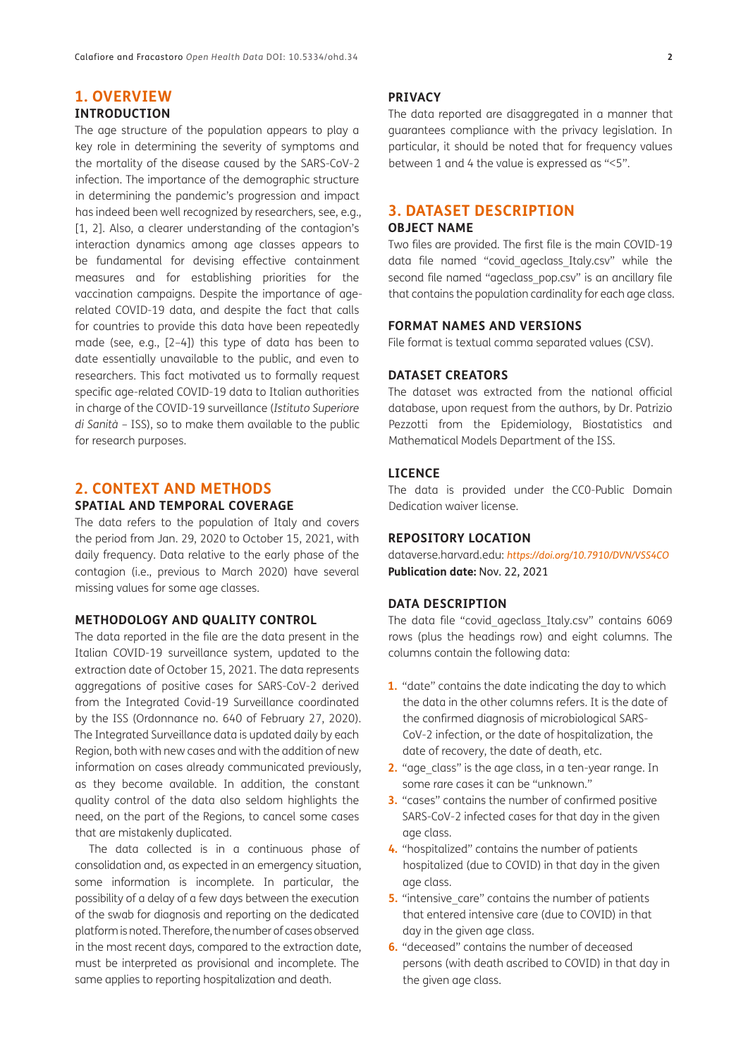# 1. OVERVIEW

## INTRODUCTION

The age structure of the population appears to play a key role in determining the severity of symptoms and the mortality of the disease caused by the SARS-CoV-2 infection. The importance of the demographic structure in determining the pandemic's progression and impact has indeed been well recognized by researchers, see, e.g., [1, 2]. Also, a clearer understanding of the contagion's interaction dynamics among age classes appears to be fundamental for devising effective containment measures and for establishing priorities for the vaccination campaigns. Despite the importance of age-related COVID-19 data, and despite the fact that calls for countries to provide this data have been repeatedly made (see, e.g., [2–4]) this type of data has been to date essentially unavailable to the public, and even to researchers. This fact motivated us to formally request specific age-related COVID-19 data to Italian authorities in charge of the COVID-19 surveillance (*Istituto Superiore di Sanità* – ISS), so to make them available to the public for research purposes.

# 2. CONTEXT AND METHODS

## SPATIAL AND TEMPORAL COVERAGE

The data refers to the population of Italy and covers the period from Jan. 29, 2020 to October 15, 2021, with daily frequency. Data relative to the early phase of the contagion (i.e., previous to March 2020) have several missing values for some age classes.

## METHODOLOGY AND QUALITY CONTROL

The data reported in the file are the data present in the Italian COVID-19 surveillance system, updated to the extraction date of October 15, 2021. The data represents aggregations of positive cases for SARS-CoV-2 derived from the Integrated Covid-19 Surveillance coordinated by the ISS (Ordonnance no. 640 of February 27, 2020). The Integrated Surveillance data is updated daily by each Region, both with new cases and with the addition of new information on cases already communicated previously, as they become available. In addition, the constant quality control of the data also seldom highlights the need, on the part of the Regions, to cancel some cases that are mistakenly duplicated.

The data collected is in a continuous phase of consolidation and, as expected in an emergency situation, some information is incomplete. In particular, the possibility of a delay of a few days between the execution of the swab for diagnosis and reporting on the dedicated platform is noted. Therefore, the number of cases observed in the most recent days, compared to the extraction date, must be interpreted as provisional and incomplete. The same applies to reporting hospitalization and death.

## PRIVACY

The data reported are disaggregated in a manner that guarantees compliance with the privacy legislation. In particular, it should be noted that for frequency values between 1 and 4 the value is expressed as "<5".

# 3. DATASET DESCRIPTION

## OBJECT NAME

Two files are provided. The first file is the main COVID-19 data file named "covid_ageclass_Italy.csv" while the second file named "ageclass_pop.csv" is an ancillary file that contains the population cardinality for each age class.

## FORMAT NAMES AND VERSIONS

File format is textual comma separated values (CSV).

## DATASET CREATORS

The dataset was extracted from the national official database, upon request from the authors, by Dr. Patrizio Pezzotti from the Epidemiology, Biostatistics and Mathematical Models Department of the ISS.

## LICENCE

The data is provided under the CC0-Public Domain Dedication waiver license.

## REPOSITORY LOCATION

dataverse.harvard.edu: *https://doi.org/10.7910/DVN/VSS4CO*
**Publication date:** Nov. 22, 2021

## DATA DESCRIPTION

The data file "covid_ageclass_Italy.csv" contains 6069 rows (plus the headings row) and eight columns. The columns contain the following data:

1. "date" contains the date indicating the day to which the data in the other columns refers. It is the date of the confirmed diagnosis of microbiological SARS-CoV-2 infection, or the date of hospitalization, the date of recovery, the date of death, etc.
2. "age_class" is the age class, in a ten-year range. In some rare cases it can be "unknown."
3. "cases" contains the number of confirmed positive SARS-CoV-2 infected cases for that day in the given age class.
4. "hospitalized" contains the number of patients hospitalized (due to COVID) in that day in the given age class.
5. "intensive_care" contains the number of patients that entered intensive care (due to COVID) in that day in the given age class.
6. "deceased" contains the number of deceased persons (with death ascribed to COVID) in that day in the given age class.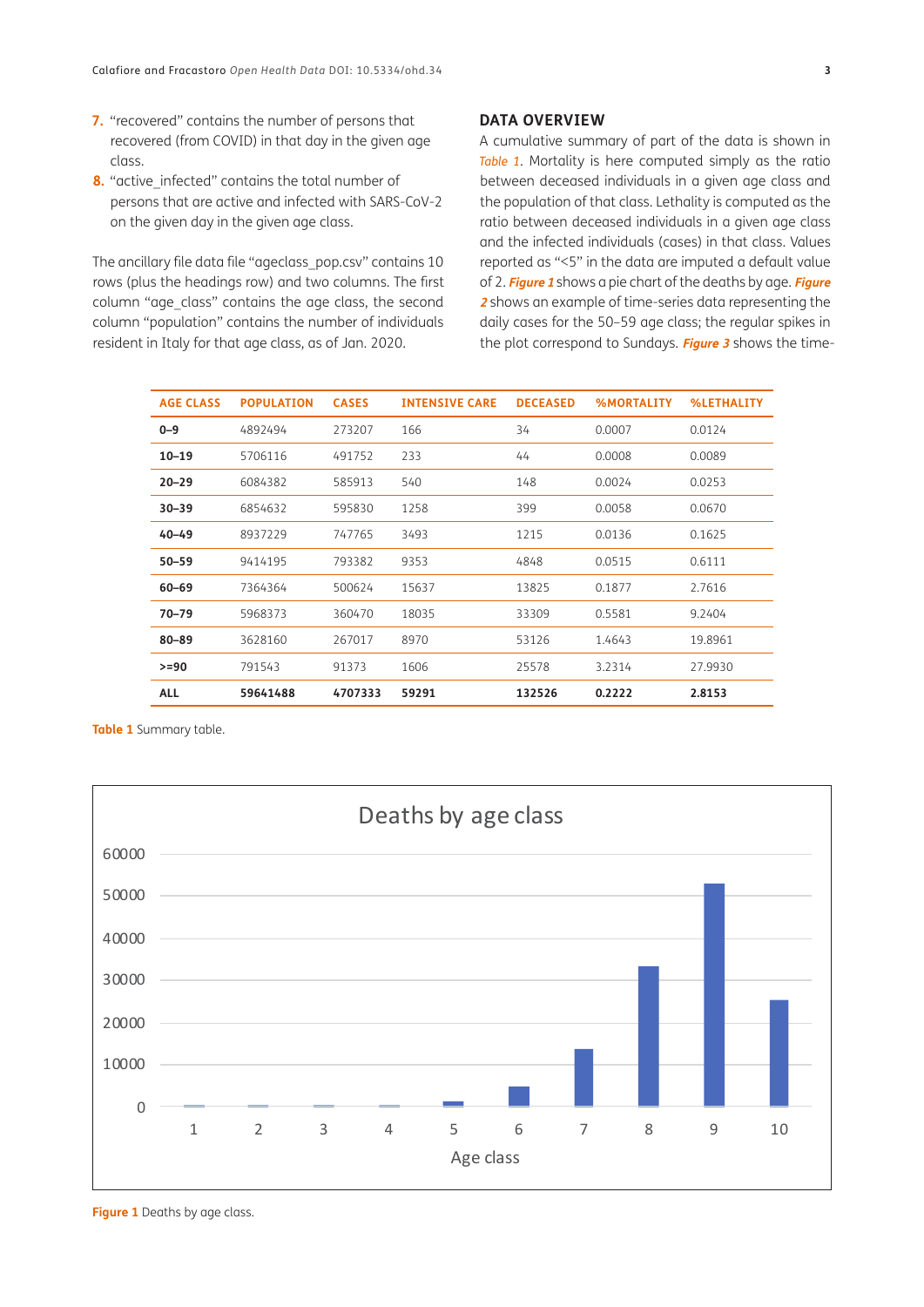7. "recovered" contains the number of persons that recovered (from COVID) in that day in the given age class.
8. "active_infected" contains the total number of persons that are active and infected with SARS-CoV-2 on the given day in the given age class.

The ancillary file data file "ageclass_pop.csv" contains 10 rows (plus the headings row) and two columns. The first column "age_class" contains the age class, the second column "population" contains the number of individuals resident in Italy for that age class, as of Jan. 2020.

## DATA OVERVIEW

A cumulative summary of part of the data is shown in *Table 1*. Mortality is here computed simply as the ratio between deceased individuals in a given age class and the population of that class. Lethality is computed as the ratio between deceased individuals in a given age class and the infected individuals (cases) in that class. Values reported as "<5" in the data are imputed a default value of 2. ***Figure 1*** shows a pie chart of the deaths by age. ***Figure 2*** shows an example of time-series data representing the daily cases for the 50–59 age class; the regular spikes in the plot correspond to Sundays. ***Figure 3*** shows the time-

| AGE CLASS | POPULATION | CASES | INTENSIVE CARE | DECEASED | %MORTALITY | %LETHALITY |
|---|---|---|---|---|---|---|
| **0–9** | 4892494 | 273207 | 166 | 34 | 0.0007 | 0.0124 |
| **10–19** | 5706116 | 491752 | 233 | 44 | 0.0008 | 0.0089 |
| **20–29** | 6084382 | 585913 | 540 | 148 | 0.0024 | 0.0253 |
| **30–39** | 6854632 | 595830 | 1258 | 399 | 0.0058 | 0.0670 |
| **40–49** | 8937229 | 747765 | 3493 | 1215 | 0.0136 | 0.1625 |
| **50–59** | 9414195 | 793382 | 9353 | 4848 | 0.0515 | 0.6111 |
| **60–69** | 7364364 | 500624 | 15637 | 13825 | 0.1877 | 2.7616 |
| **70–79** | 5968373 | 360470 | 18035 | 33309 | 0.5581 | 9.2404 |
| **80–89** | 3628160 | 267017 | 8970 | 53126 | 1.4643 | 19.8961 |
| **>=90** | 791543 | 91373 | 1606 | 25578 | 3.2314 | 27.9930 |
| **ALL** | **59641488** | **4707333** | **59291** | **132526** | **0.2222** | **2.8153** |

**Table 1** Summary table.

**Figure 1** Deaths by age class.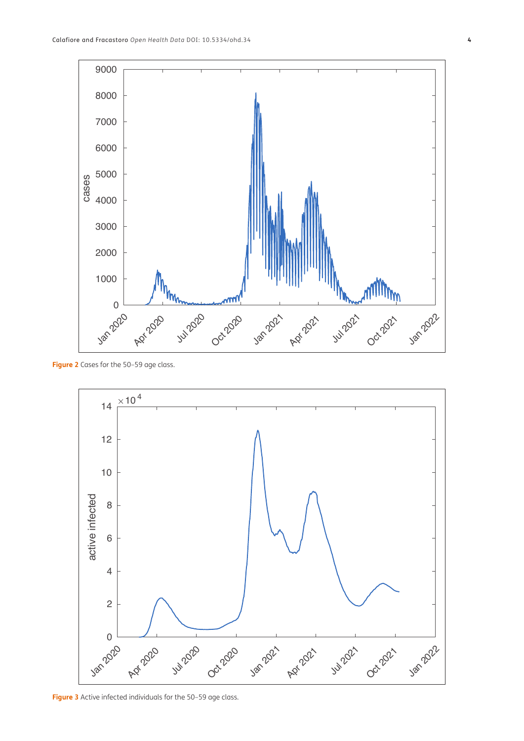**Figure 2** Cases for the 50–59 age class.

**Figure 3** Active infected individuals for the 50–59 age class.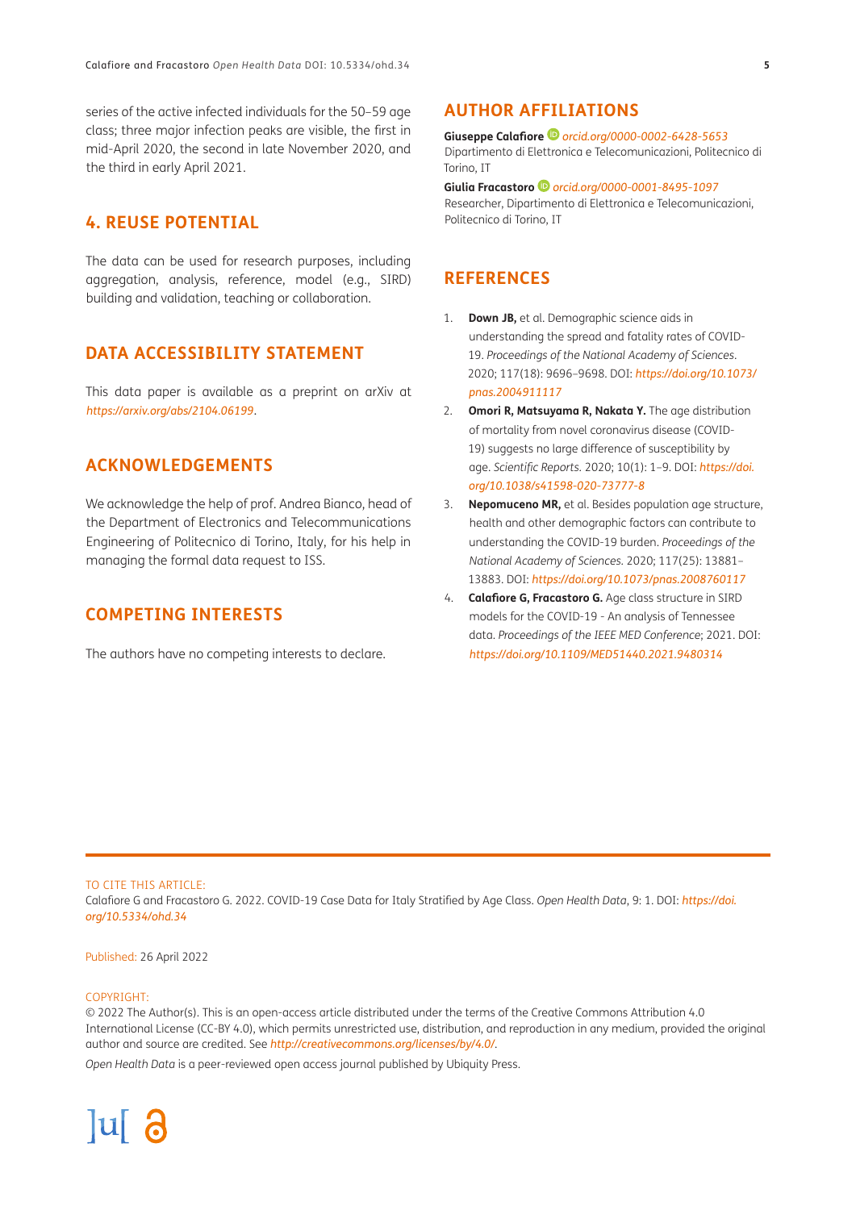series of the active infected individuals for the 50–59 age class; three major infection peaks are visible, the first in mid-April 2020, the second in late November 2020, and the third in early April 2021.

## 4. REUSE POTENTIAL

The data can be used for research purposes, including aggregation, analysis, reference, model (e.g., SIRD) building and validation, teaching or collaboration.

## DATA ACCESSIBILITY STATEMENT

This data paper is available as a preprint on arXiv at *https://arxiv.org/abs/2104.06199*.

## ACKNOWLEDGEMENTS

We acknowledge the help of prof. Andrea Bianco, head of the Department of Electronics and Telecommunications Engineering of Politecnico di Torino, Italy, for his help in managing the formal data request to ISS.

## COMPETING INTERESTS

The authors have no competing interests to declare.

## AUTHOR AFFILIATIONS

**Giuseppe Calafiore** *orcid.org/0000-0002-6428-5653*
Dipartimento di Elettronica e Telecomunicazioni, Politecnico di Torino, IT

**Giulia Fracastoro** *orcid.org/0000-0001-8495-1097*
Researcher, Dipartimento di Elettronica e Telecomunicazioni, Politecnico di Torino, IT

## REFERENCES

1. **Down JB,** et al. Demographic science aids in understanding the spread and fatality rates of COVID-19. *Proceedings of the National Academy of Sciences*. 2020; 117(18): 9696–9698. DOI: *https://doi.org/10.1073/pnas.2004911117*
2. **Omori R, Matsuyama R, Nakata Y.** The age distribution of mortality from novel coronavirus disease (COVID-19) suggests no large difference of susceptibility by age. *Scientific Reports*. 2020; 10(1): 1–9. DOI: *https://doi.org/10.1038/s41598-020-73777-8*
3. **Nepomuceno MR,** et al. Besides population age structure, health and other demographic factors can contribute to understanding the COVID-19 burden. *Proceedings of the National Academy of Sciences*. 2020; 117(25): 13881–13883. DOI: *https://doi.org/10.1073/pnas.2008760117*
4. **Calafiore G, Fracastoro G.** Age class structure in SIRD models for the COVID-19 - An analysis of Tennessee data. *Proceedings of the IEEE MED Conference*; 2021. DOI: *https://doi.org/10.1109/MED51440.2021.9480314*

TO CITE THIS ARTICLE:
Calafiore G and Fracastoro G. 2022. COVID-19 Case Data for Italy Stratified by Age Class. *Open Health Data*, 9: 1. DOI: *https://doi.org/10.5334/ohd.34*

Published: 26 April 2022

COPYRIGHT:
© 2022 The Author(s). This is an open-access article distributed under the terms of the Creative Commons Attribution 4.0 International License (CC-BY 4.0), which permits unrestricted use, distribution, and reproduction in any medium, provided the original author and source are credited. See *http://creativecommons.org/licenses/by/4.0/*.

*Open Health Data* is a peer-reviewed open access journal published by Ubiquity Press.